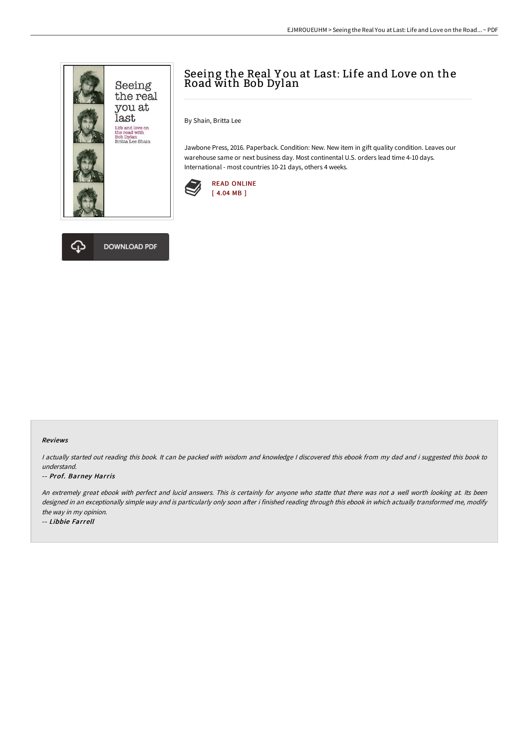# Seeing the Real You at Last: Life and Love on the Road with Bob Dylan

By Shain, Britta Lee

Jawbone Press, 2016. Paperback. Condition: New. New item in gift quality condition. Leaves our warehouse same or next business day. Most continental U.S. orders lead time 4-10 days. International - most countries 10-21 days, others 4 weeks.

READ ONLINE
[ 4.04 MB ]

DOWNLOAD PDF

#### Reviews

*I actually started out reading this book. It can be packed with wisdom and knowledge I discovered this ebook from my dad and i suggested this book to understand.*

*-- Prof. Barney Harris*

*An extremely great ebook with perfect and lucid answers. This is certainly for anyone who statte that there was not a well worth looking at. Its been designed in an exceptionally simple way and is particularly only soon after i finished reading through this ebook in which actually transformed me, modify the way in my opinion.*

*-- Libbie Farrell*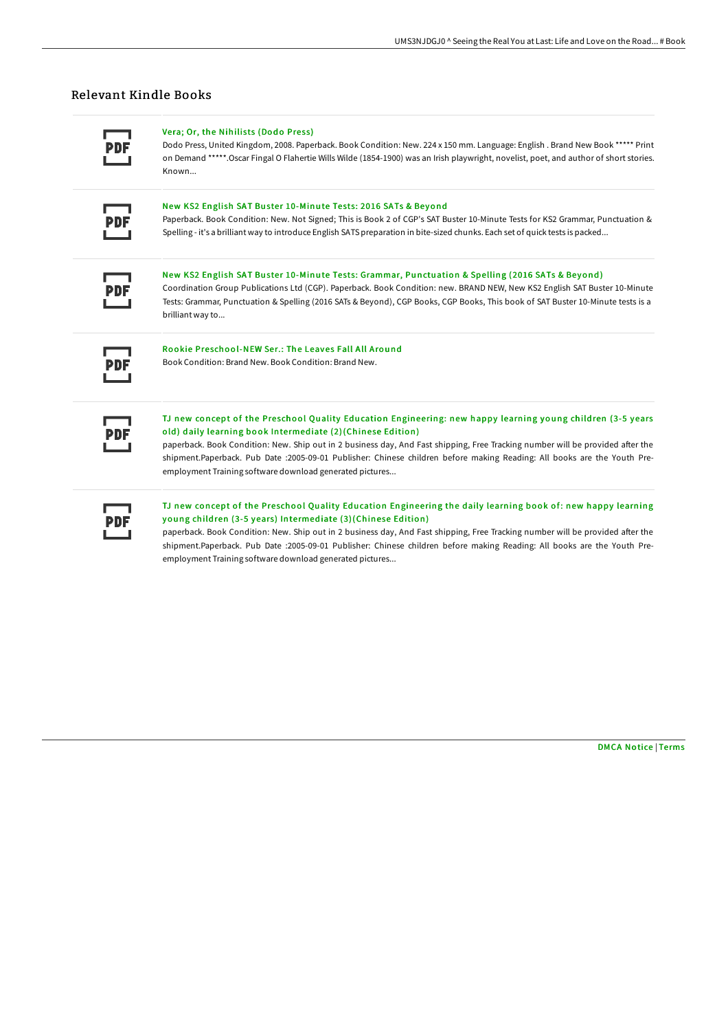## Relevant Kindle Books

**Vera; Or, the Nihilists (Dodo Press)**

Dodo Press, United Kingdom, 2008. Paperback. Book Condition: New. 224 x 150 mm. Language: English . Brand New Book ***** Print on Demand *****.Oscar Fingal O Flahertie Wills Wilde (1854-1900) was an Irish playwright, novelist, poet, and author of short stories. Known...

**New KS2 English SAT Buster 10-Minute Tests: 2016 SATs & Beyond**

Paperback. Book Condition: New. Not Signed; This is Book 2 of CGP's SAT Buster 10-Minute Tests for KS2 Grammar, Punctuation & Spelling - it's a brilliant way to introduce English SATS preparation in bite-sized chunks. Each set of quick tests is packed...

**New KS2 English SAT Buster 10-Minute Tests: Grammar, Punctuation & Spelling (2016 SATs & Beyond)**

Coordination Group Publications Ltd (CGP). Paperback. Book Condition: new. BRAND NEW, New KS2 English SAT Buster 10-Minute Tests: Grammar, Punctuation & Spelling (2016 SATs & Beyond), CGP Books, CGP Books, This book of SAT Buster 10-Minute tests is a brilliant way to...

**Rookie Preschool-NEW Ser.: The Leaves Fall All Around**

Book Condition: Brand New. Book Condition: Brand New.

**TJ new concept of the Preschool Quality Education Engineering: new happy learning young children (3-5 years old) daily learning book Intermediate (2)(Chinese Edition)**

paperback. Book Condition: New. Ship out in 2 business day, And Fast shipping, Free Tracking number will be provided after the shipment.Paperback. Pub Date :2005-09-01 Publisher: Chinese children before making Reading: All books are the Youth Pre-employment Training software download generated pictures...

**TJ new concept of the Preschool Quality Education Engineering the daily learning book of: new happy learning young children (3-5 years) Intermediate (3)(Chinese Edition)**

paperback. Book Condition: New. Ship out in 2 business day, And Fast shipping, Free Tracking number will be provided after the shipment.Paperback. Pub Date :2005-09-01 Publisher: Chinese children before making Reading: All books are the Youth Pre-employment Training software download generated pictures...